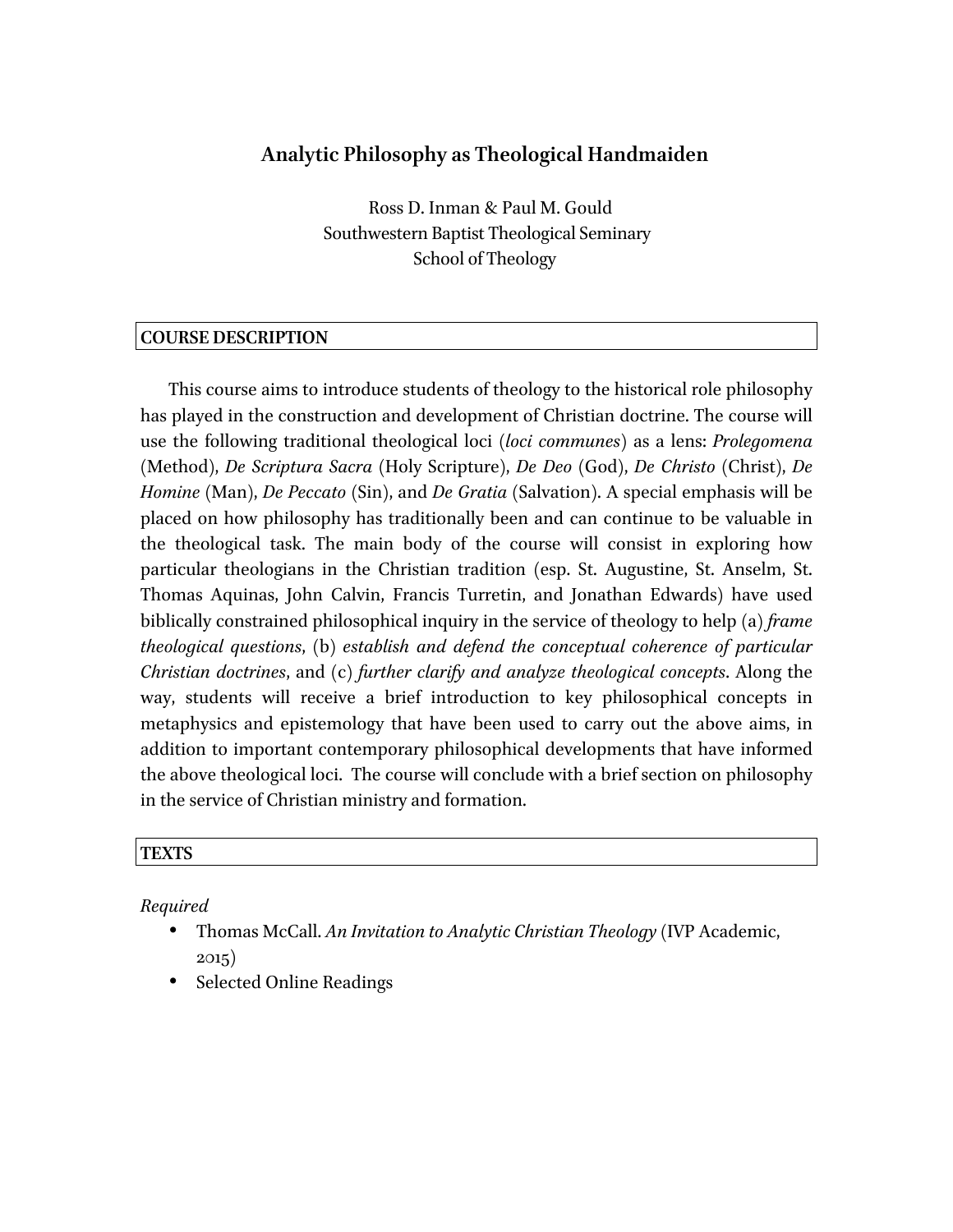# Analytic Philosophy as Theological Handmaiden

Ross D. Inman & Paul M. Gould
Southwestern Baptist Theological Seminary
School of Theology

## COURSE DESCRIPTION

This course aims to introduce students of theology to the historical role philosophy has played in the construction and development of Christian doctrine. The course will use the following traditional theological loci (*loci communes*) as a lens: *Prolegomena* (Method), *De Scriptura Sacra* (Holy Scripture), *De Deo* (God), *De Christo* (Christ), *De Homine* (Man), *De Peccato* (Sin), and *De Gratia* (Salvation). A special emphasis will be placed on how philosophy has traditionally been and can continue to be valuable in the theological task. The main body of the course will consist in exploring how particular theologians in the Christian tradition (esp. St. Augustine, St. Anselm, St. Thomas Aquinas, John Calvin, Francis Turretin, and Jonathan Edwards) have used biblically constrained philosophical inquiry in the service of theology to help (a) *frame theological questions*, (b) *establish and defend the conceptual coherence of particular Christian doctrines*, and (c) *further clarify and analyze theological concepts*. Along the way, students will receive a brief introduction to key philosophical concepts in metaphysics and epistemology that have been used to carry out the above aims, in addition to important contemporary philosophical developments that have informed the above theological loci. The course will conclude with a brief section on philosophy in the service of Christian ministry and formation.

## TEXTS

*Required*

- Thomas McCall. *An Invitation to Analytic Christian Theology* (IVP Academic, 2015)
- Selected Online Readings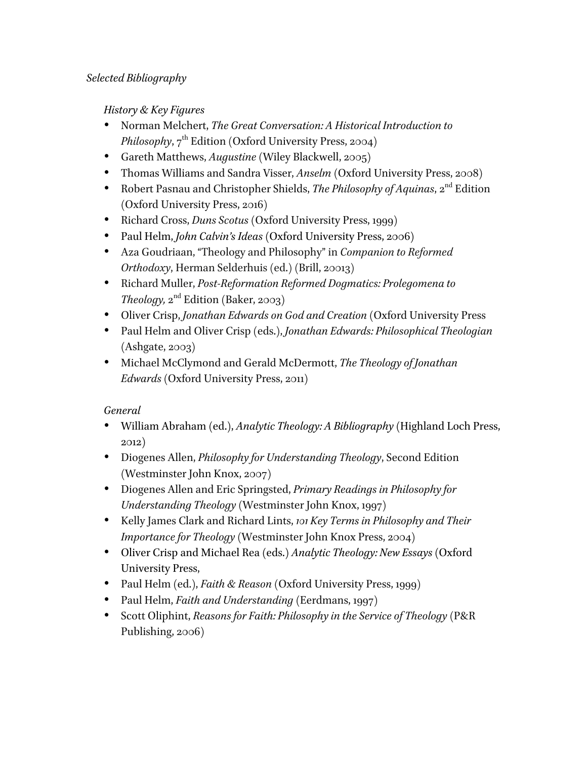*Selected Bibliography*

*History & Key Figures*

- Norman Melchert, *The Great Conversation: A Historical Introduction to Philosophy*, 7th Edition (Oxford University Press, 2004)
- Gareth Matthews, *Augustine* (Wiley Blackwell, 2005)
- Thomas Williams and Sandra Visser, *Anselm* (Oxford University Press, 2008)
- Robert Pasnau and Christopher Shields, *The Philosophy of Aquinas*, 2nd Edition (Oxford University Press, 2016)
- Richard Cross, *Duns Scotus* (Oxford University Press, 1999)
- Paul Helm, *John Calvin's Ideas* (Oxford University Press, 2006)
- Aza Goudriaan, "Theology and Philosophy" in *Companion to Reformed Orthodoxy*, Herman Selderhuis (ed.) (Brill, 20013)
- Richard Muller, *Post-Reformation Reformed Dogmatics: Prolegomena to Theology,* 2nd Edition (Baker, 2003)
- Oliver Crisp, *Jonathan Edwards on God and Creation* (Oxford University Press
- Paul Helm and Oliver Crisp (eds.), *Jonathan Edwards: Philosophical Theologian* (Ashgate, 2003)
- Michael McClymond and Gerald McDermott, *The Theology of Jonathan Edwards* (Oxford University Press, 2011)

*General*

- William Abraham (ed.), *Analytic Theology: A Bibliography* (Highland Loch Press, 2012)
- Diogenes Allen, *Philosophy for Understanding Theology*, Second Edition (Westminster John Knox, 2007)
- Diogenes Allen and Eric Springsted, *Primary Readings in Philosophy for Understanding Theology* (Westminster John Knox, 1997)
- Kelly James Clark and Richard Lints, *101 Key Terms in Philosophy and Their Importance for Theology* (Westminster John Knox Press, 2004)
- Oliver Crisp and Michael Rea (eds.) *Analytic Theology: New Essays* (Oxford University Press,
- Paul Helm (ed.), *Faith & Reason* (Oxford University Press, 1999)
- Paul Helm, *Faith and Understanding* (Eerdmans, 1997)
- Scott Oliphint, *Reasons for Faith: Philosophy in the Service of Theology* (P&R Publishing, 2006)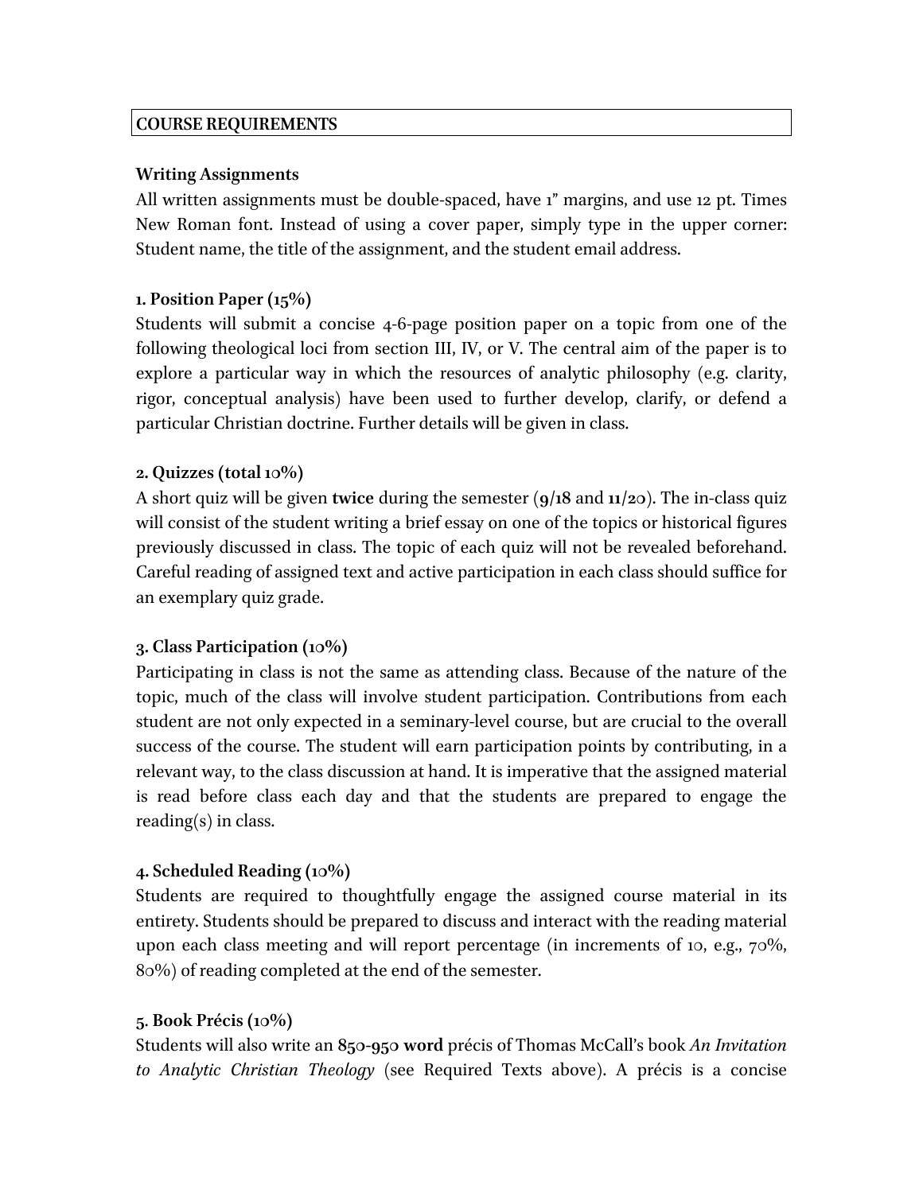## COURSE REQUIREMENTS

**Writing Assignments**

All written assignments must be double-spaced, have 1" margins, and use 12 pt. Times New Roman font. Instead of using a cover paper, simply type in the upper corner: Student name, the title of the assignment, and the student email address.

**1. Position Paper (15%)**

Students will submit a concise 4-6-page position paper on a topic from one of the following theological loci from section III, IV, or V. The central aim of the paper is to explore a particular way in which the resources of analytic philosophy (e.g. clarity, rigor, conceptual analysis) have been used to further develop, clarify, or defend a particular Christian doctrine. Further details will be given in class.

**2. Quizzes (total 10%)**

A short quiz will be given **twice** during the semester (**9/18** and **11/20**). The in-class quiz will consist of the student writing a brief essay on one of the topics or historical figures previously discussed in class. The topic of each quiz will not be revealed beforehand. Careful reading of assigned text and active participation in each class should suffice for an exemplary quiz grade.

**3. Class Participation (10%)**

Participating in class is not the same as attending class. Because of the nature of the topic, much of the class will involve student participation. Contributions from each student are not only expected in a seminary-level course, but are crucial to the overall success of the course. The student will earn participation points by contributing, in a relevant way, to the class discussion at hand. It is imperative that the assigned material is read before class each day and that the students are prepared to engage the reading(s) in class.

**4. Scheduled Reading (10%)**

Students are required to thoughtfully engage the assigned course material in its entirety. Students should be prepared to discuss and interact with the reading material upon each class meeting and will report percentage (in increments of 10, e.g., 70%, 80%) of reading completed at the end of the semester.

**5. Book Précis (10%)**

Students will also write an **850-950 word** précis of Thomas McCall's book *An Invitation to Analytic Christian Theology* (see Required Texts above). A précis is a concise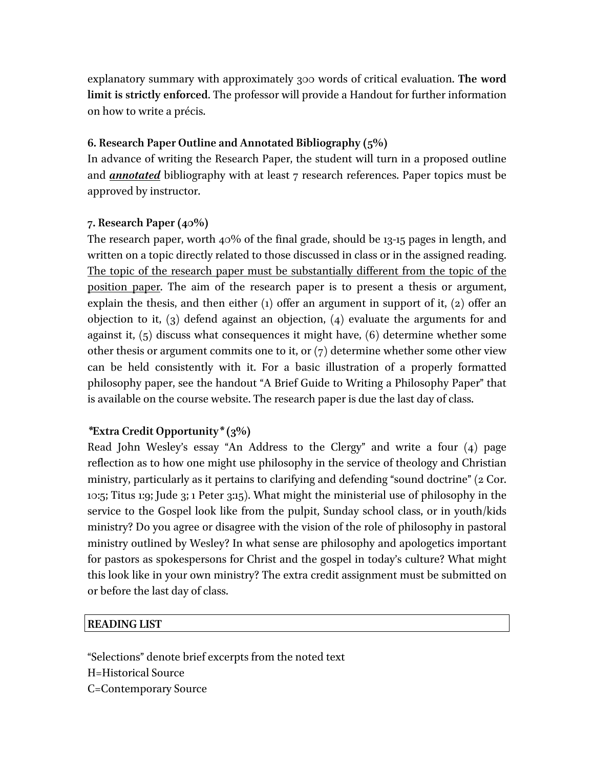explanatory summary with approximately 300 words of critical evaluation. **The word limit is strictly enforced**. The professor will provide a Handout for further information on how to write a précis.

**6. Research Paper Outline and Annotated Bibliography (5%)**

In advance of writing the Research Paper, the student will turn in a proposed outline and ***annotated*** bibliography with at least 7 research references. Paper topics must be approved by instructor.

**7. Research Paper (40%)**

The research paper, worth 40% of the final grade, should be 13-15 pages in length, and written on a topic directly related to those discussed in class or in the assigned reading. The topic of the research paper must be substantially different from the topic of the position paper. The aim of the research paper is to present a thesis or argument, explain the thesis, and then either (1) offer an argument in support of it, (2) offer an objection to it, (3) defend against an objection, (4) evaluate the arguments for and against it, (5) discuss what consequences it might have, (6) determine whether some other thesis or argument commits one to it, or (7) determine whether some other view can be held consistently with it. For a basic illustration of a properly formatted philosophy paper, see the handout "A Brief Guide to Writing a Philosophy Paper" that is available on the course website. The research paper is due the last day of class.

***Extra Credit Opportunity* (3%)**

Read John Wesley's essay "An Address to the Clergy" and write a four (4) page reflection as to how one might use philosophy in the service of theology and Christian ministry, particularly as it pertains to clarifying and defending "sound doctrine" (2 Cor. 10:5; Titus 1:9; Jude 3; 1 Peter 3:15). What might the ministerial use of philosophy in the service to the Gospel look like from the pulpit, Sunday school class, or in youth/kids ministry? Do you agree or disagree with the vision of the role of philosophy in pastoral ministry outlined by Wesley? In what sense are philosophy and apologetics important for pastors as spokespersons for Christ and the gospel in today's culture? What might this look like in your own ministry? The extra credit assignment must be submitted on or before the last day of class.

## READING LIST

"Selections" denote brief excerpts from the noted text
H=Historical Source
C=Contemporary Source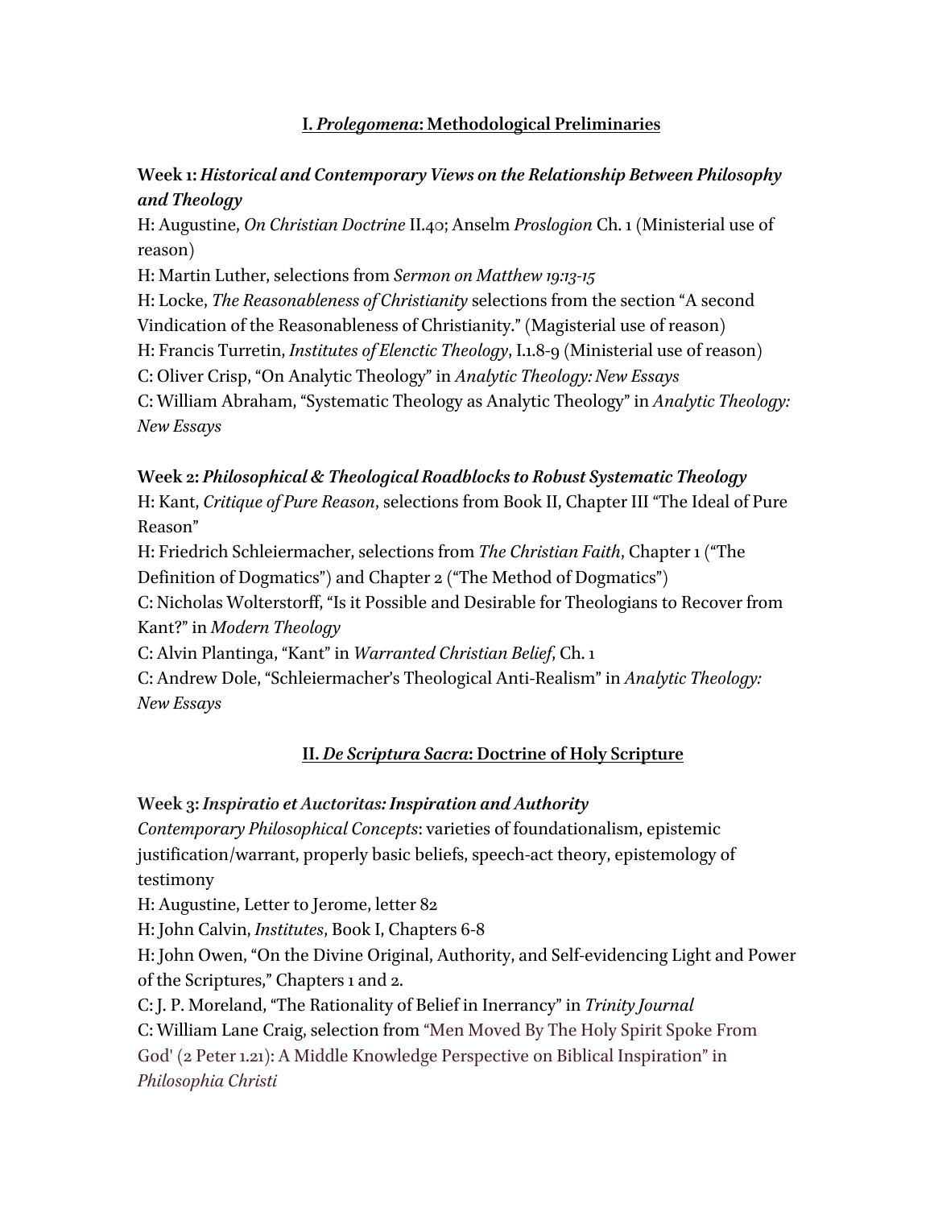## I. *Prolegomena*: Methodological Preliminaries

**Week 1: *Historical and Contemporary Views on the Relationship Between Philosophy and Theology***

H: Augustine, *On Christian Doctrine* II.40; Anselm *Proslogion* Ch. 1 (Ministerial use of reason)

H: Martin Luther, selections from *Sermon on Matthew 19:13-15*

H: Locke, *The Reasonableness of Christianity* selections from the section "A second Vindication of the Reasonableness of Christianity." (Magisterial use of reason)

H: Francis Turretin, *Institutes of Elenctic Theology*, I.1.8-9 (Ministerial use of reason)

C: Oliver Crisp, "On Analytic Theology" in *Analytic Theology: New Essays*

C: William Abraham, "Systematic Theology as Analytic Theology" in *Analytic Theology: New Essays*

**Week 2: *Philosophical & Theological Roadblocks to Robust Systematic Theology***

H: Kant, *Critique of Pure Reason*, selections from Book II, Chapter III "The Ideal of Pure Reason"

H: Friedrich Schleiermacher, selections from *The Christian Faith*, Chapter 1 ("The Definition of Dogmatics") and Chapter 2 ("The Method of Dogmatics")

C: Nicholas Wolterstorff, "Is it Possible and Desirable for Theologians to Recover from Kant?" in *Modern Theology*

C: Alvin Plantinga, "Kant" in *Warranted Christian Belief*, Ch. 1

C: Andrew Dole, "Schleiermacher's Theological Anti-Realism" in *Analytic Theology: New Essays*

## II. *De Scriptura Sacra*: Doctrine of Holy Scripture

**Week 3: *Inspiratio et Auctoritas: Inspiration and Authority***

*Contemporary Philosophical Concepts*: varieties of foundationalism, epistemic justification/warrant, properly basic beliefs, speech-act theory, epistemology of testimony

H: Augustine, Letter to Jerome, letter 82

H: John Calvin, *Institutes*, Book I, Chapters 6-8

H: John Owen, "On the Divine Original, Authority, and Self-evidencing Light and Power of the Scriptures," Chapters 1 and 2.

C: J. P. Moreland, "The Rationality of Belief in Inerrancy" in *Trinity Journal*

C: William Lane Craig, selection from "Men Moved By The Holy Spirit Spoke From God' (2 Peter 1.21): A Middle Knowledge Perspective on Biblical Inspiration" in *Philosophia Christi*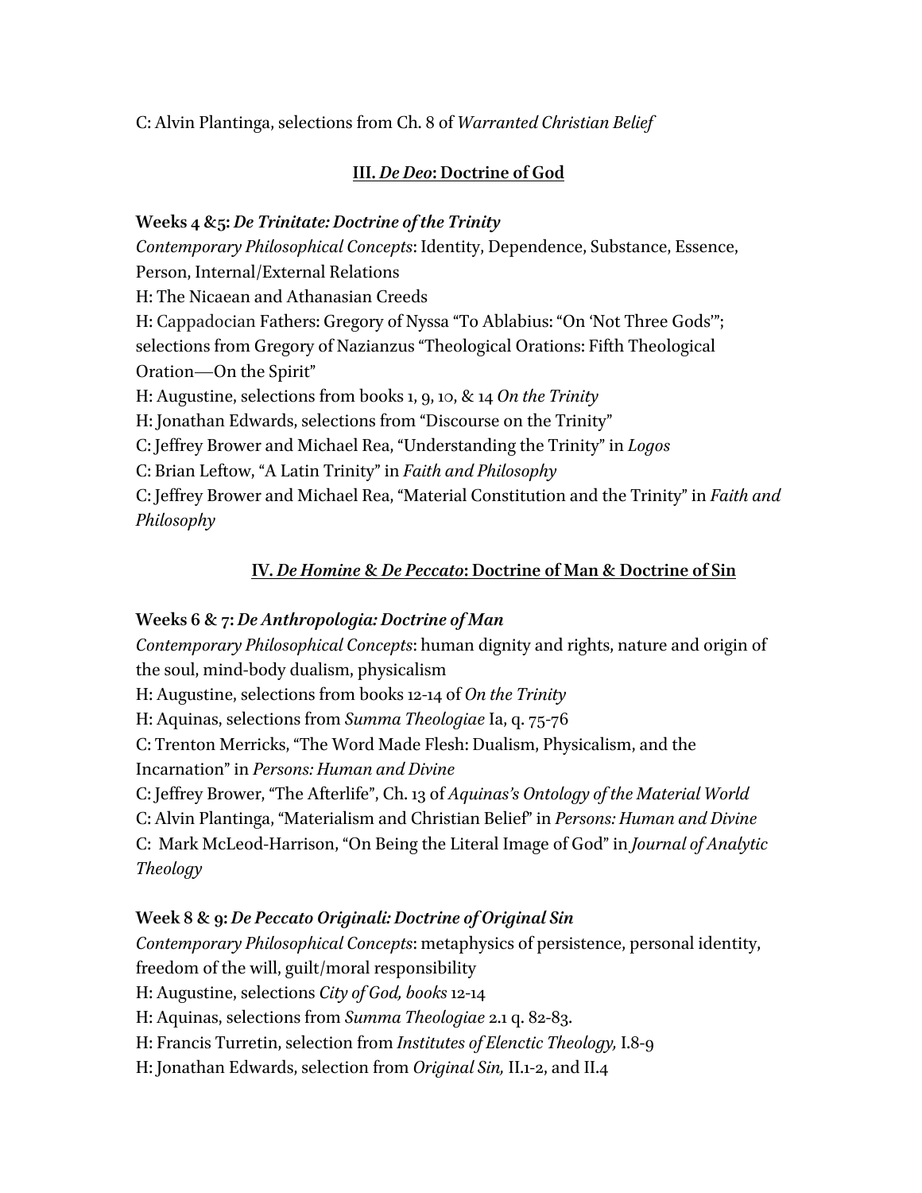C: Alvin Plantinga, selections from Ch. 8 of *Warranted Christian Belief*

## III. *De Deo*: Doctrine of God

**Weeks 4 &5: *De Trinitate: Doctrine of the Trinity***

*Contemporary Philosophical Concepts*: Identity, Dependence, Substance, Essence, Person, Internal/External Relations

H: The Nicaean and Athanasian Creeds

H: Cappadocian Fathers: Gregory of Nyssa "To Ablabius: "On 'Not Three Gods'"; selections from Gregory of Nazianzus "Theological Orations: Fifth Theological Oration—On the Spirit"

H: Augustine, selections from books 1, 9, 10, & 14 *On the Trinity*

H: Jonathan Edwards, selections from "Discourse on the Trinity"

C: Jeffrey Brower and Michael Rea, "Understanding the Trinity" in *Logos*

C: Brian Leftow, "A Latin Trinity" in *Faith and Philosophy*

C: Jeffrey Brower and Michael Rea, "Material Constitution and the Trinity" in *Faith and Philosophy*

## IV. *De Homine* & *De Peccato*: Doctrine of Man & Doctrine of Sin

**Weeks 6 & 7: *De Anthropologia: Doctrine of Man***

*Contemporary Philosophical Concepts*: human dignity and rights, nature and origin of the soul, mind-body dualism, physicalism

H: Augustine, selections from books 12-14 of *On the Trinity*

H: Aquinas, selections from *Summa Theologiae* Ia, q. 75-76

C: Trenton Merricks, "The Word Made Flesh: Dualism, Physicalism, and the Incarnation" in *Persons: Human and Divine*

C: Jeffrey Brower, "The Afterlife", Ch. 13 of *Aquinas's Ontology of the Material World*

C: Alvin Plantinga, "Materialism and Christian Belief" in *Persons: Human and Divine*

C: Mark McLeod-Harrison, "On Being the Literal Image of God" in *Journal of Analytic Theology*

**Week 8 & 9: *De Peccato Originali: Doctrine of Original Sin***

*Contemporary Philosophical Concepts*: metaphysics of persistence, personal identity, freedom of the will, guilt/moral responsibility

H: Augustine, selections *City of God, books* 12-14

H: Aquinas, selections from *Summa Theologiae* 2.1 q. 82-83.

H: Francis Turretin, selection from *Institutes of Elenctic Theology,* I.8-9

H: Jonathan Edwards, selection from *Original Sin,* II.1-2, and II.4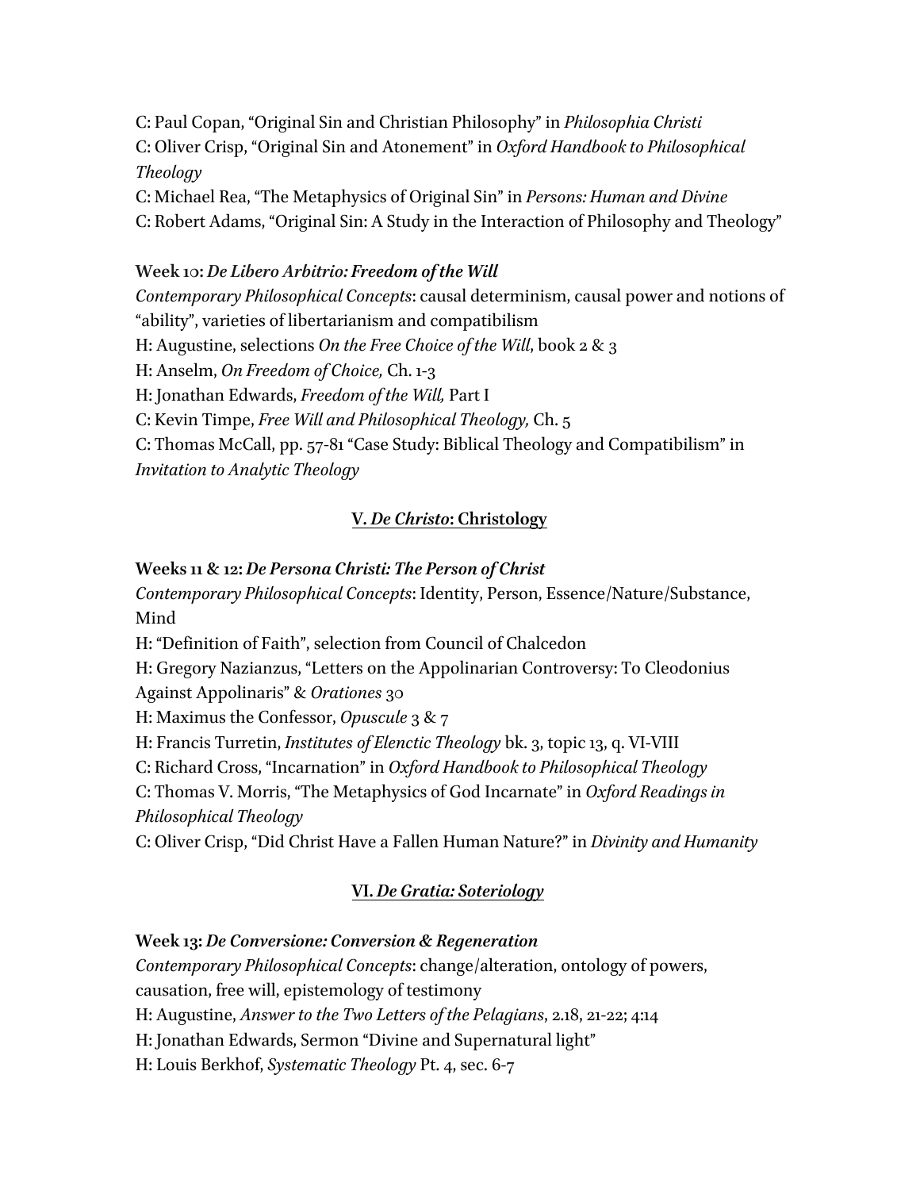C: Paul Copan, "Original Sin and Christian Philosophy" in *Philosophia Christi*
C: Oliver Crisp, "Original Sin and Atonement" in *Oxford Handbook to Philosophical Theology*
C: Michael Rea, "The Metaphysics of Original Sin" in *Persons: Human and Divine*
C: Robert Adams, "Original Sin: A Study in the Interaction of Philosophy and Theology"

**Week 10: *De Libero Arbitrio: Freedom of the Will***
*Contemporary Philosophical Concepts*: causal determinism, causal power and notions of "ability", varieties of libertarianism and compatibilism
H: Augustine, selections *On the Free Choice of the Will*, book 2 & 3
H: Anselm, *On Freedom of Choice,* Ch. 1-3
H: Jonathan Edwards, *Freedom of the Will,* Part I
C: Kevin Timpe, *Free Will and Philosophical Theology,* Ch. 5
C: Thomas McCall, pp. 57-81 "Case Study: Biblical Theology and Compatibilism" in *Invitation to Analytic Theology*

## V. *De Christo*: Christology

**Weeks 11 & 12: *De Persona Christi: The Person of Christ***
*Contemporary Philosophical Concepts*: Identity, Person, Essence/Nature/Substance, Mind
H: "Definition of Faith", selection from Council of Chalcedon
H: Gregory Nazianzus, "Letters on the Appolinarian Controversy: To Cleodonius Against Appolinaris" & *Orationes* 30
H: Maximus the Confessor, *Opuscule* 3 & 7
H: Francis Turretin, *Institutes of Elenctic Theology* bk. 3, topic 13, q. VI-VIII
C: Richard Cross, "Incarnation" in *Oxford Handbook to Philosophical Theology*
C: Thomas V. Morris, "The Metaphysics of God Incarnate" in *Oxford Readings in Philosophical Theology*
C: Oliver Crisp, "Did Christ Have a Fallen Human Nature?" in *Divinity and Humanity*

## VI. *De Gratia: Soteriology*

**Week 13: *De Conversione: Conversion & Regeneration***
*Contemporary Philosophical Concepts*: change/alteration, ontology of powers, causation, free will, epistemology of testimony
H: Augustine, *Answer to the Two Letters of the Pelagians*, 2.18, 21-22; 4:14
H: Jonathan Edwards, Sermon "Divine and Supernatural light"
H: Louis Berkhof, *Systematic Theology* Pt. 4, sec. 6-7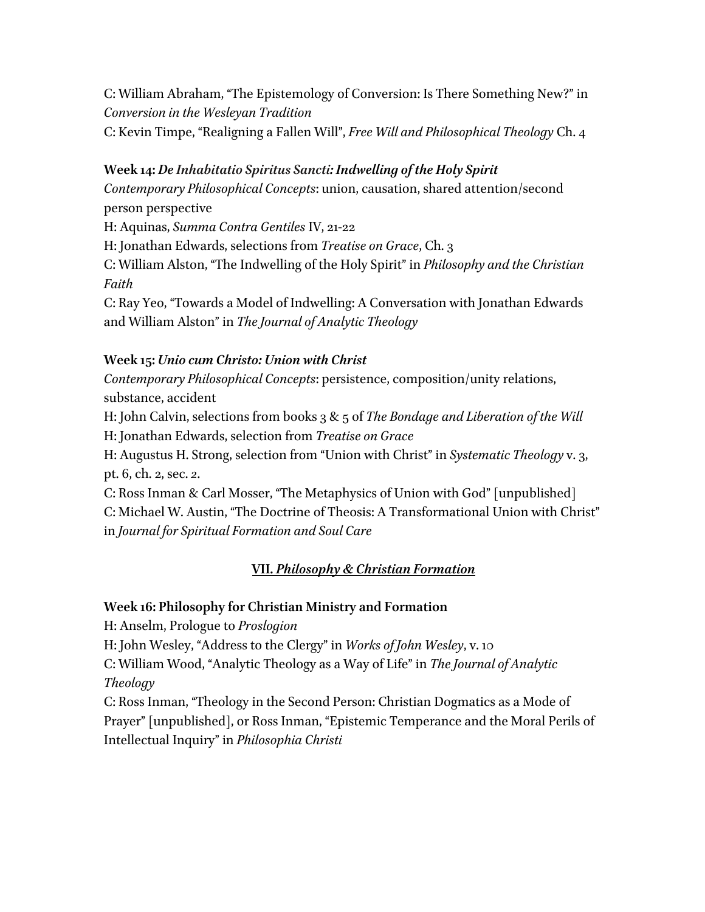C: William Abraham, "The Epistemology of Conversion: Is There Something New?" in *Conversion in the Wesleyan Tradition*

C: Kevin Timpe, "Realigning a Fallen Will", *Free Will and Philosophical Theology* Ch. 4

**Week 14:** ***De Inhabitatio Spiritus Sancti: Indwelling of the Holy Spirit***

*Contemporary Philosophical Concepts*: union, causation, shared attention/second person perspective

H: Aquinas, *Summa Contra Gentiles* IV, 21-22

H: Jonathan Edwards, selections from *Treatise on Grace*, Ch. 3

C: William Alston, "The Indwelling of the Holy Spirit" in *Philosophy and the Christian Faith*

C: Ray Yeo, "Towards a Model of Indwelling: A Conversation with Jonathan Edwards and William Alston" in *The Journal of Analytic Theology*

**Week 15:** ***Unio cum Christo: Union with Christ***

*Contemporary Philosophical Concepts*: persistence, composition/unity relations, substance, accident

H: John Calvin, selections from books 3 & 5 of *The Bondage and Liberation of the Will*

H: Jonathan Edwards, selection from *Treatise on Grace*

H: Augustus H. Strong, selection from "Union with Christ" in *Systematic Theology* v. 3, pt. 6, ch. 2, sec. 2.

C: Ross Inman & Carl Mosser, "The Metaphysics of Union with God" [unpublished]

C: Michael W. Austin, "The Doctrine of Theosis: A Transformational Union with Christ" in *Journal for Spiritual Formation and Soul Care*

## VII. *Philosophy & Christian Formation*

**Week 16: Philosophy for Christian Ministry and Formation**

H: Anselm, Prologue to *Proslogion*

H: John Wesley, "Address to the Clergy" in *Works of John Wesley*, v. 10

C: William Wood, "Analytic Theology as a Way of Life" in *The Journal of Analytic Theology*

C: Ross Inman, "Theology in the Second Person: Christian Dogmatics as a Mode of Prayer" [unpublished], or Ross Inman, "Epistemic Temperance and the Moral Perils of Intellectual Inquiry" in *Philosophia Christi*